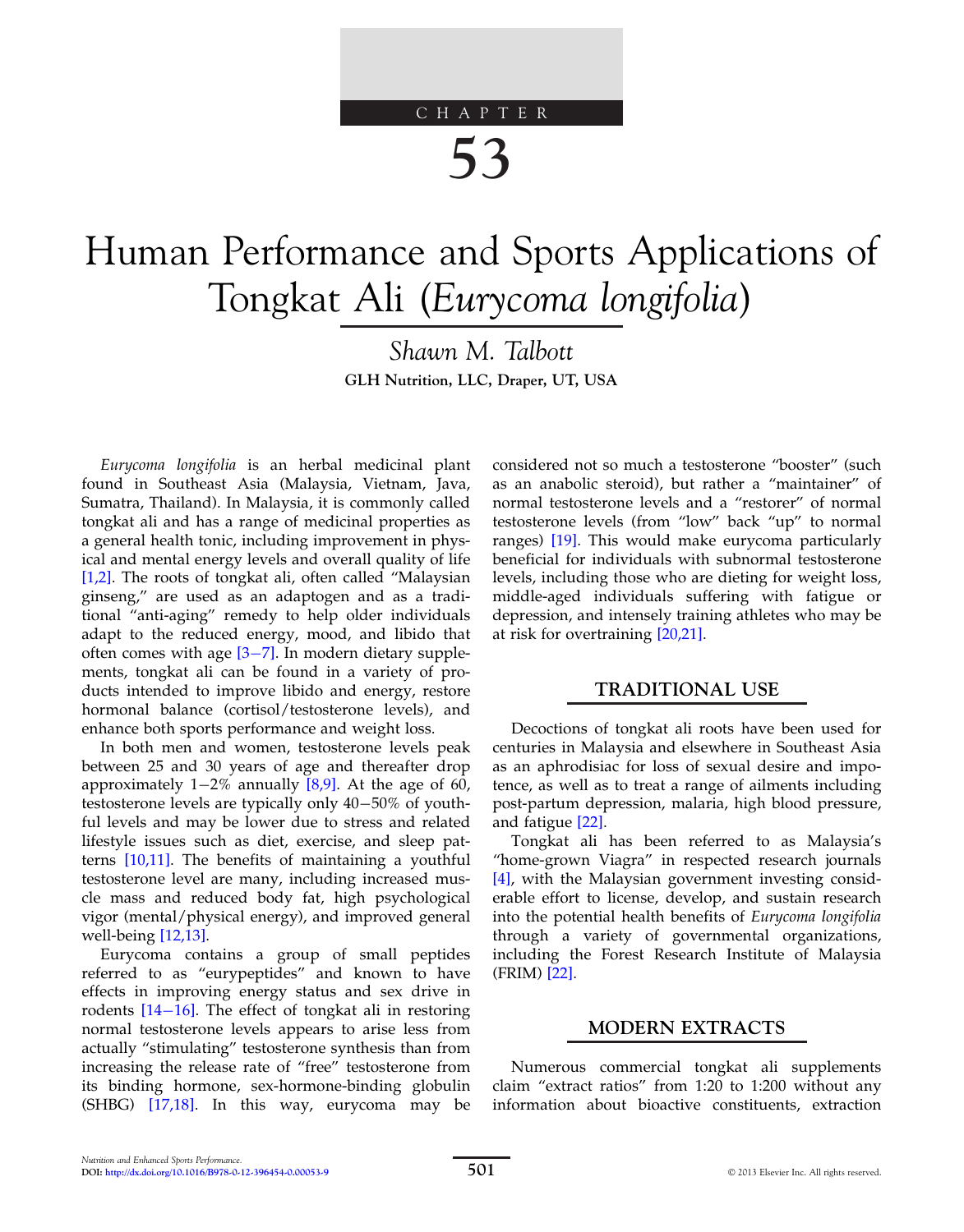# CHAPTER 53

# Human Performance and Sports Applications of Tongkat Ali (*Eurycoma longifolia*)

*Shawn M. Talbott*

**GLH Nutrition, LLC, Draper, UT, USA**

*Eurycoma longifolia* is an herbal medicinal plant found in Southeast Asia (Malaysia, Vietnam, Java, Sumatra, Thailand). In Malaysia, it is commonly called tongkat ali and has a range of medicinal properties as a general health tonic, including improvement in physical and mental energy levels and overall quality of life [1,2]. The roots of tongkat ali, often called "Malaysian ginseng," are used as an adaptogen and as a traditional "anti-aging" remedy to help older individuals adapt to the reduced energy, mood, and libido that often comes with age [3–7]. In modern dietary supplements, tongkat ali can be found in a variety of products intended to improve libido and energy, restore hormonal balance (cortisol/testosterone levels), and enhance both sports performance and weight loss.

In both men and women, testosterone levels peak between 25 and 30 years of age and thereafter drop approximately 1–2% annually [8,9]. At the age of 60, testosterone levels are typically only 40–50% of youthful levels and may be lower due to stress and related lifestyle issues such as diet, exercise, and sleep patterns [10,11]. The benefits of maintaining a youthful testosterone level are many, including increased muscle mass and reduced body fat, high psychological vigor (mental/physical energy), and improved general well-being [12,13].

Eurycoma contains a group of small peptides referred to as "eurypeptides" and known to have effects in improving energy status and sex drive in rodents [14–16]. The effect of tongkat ali in restoring normal testosterone levels appears to arise less from actually "stimulating" testosterone synthesis than from increasing the release rate of "free" testosterone from its binding hormone, sex-hormone-binding globulin (SHBG) [17,18]. In this way, eurycoma may be considered not so much a testosterone "booster" (such as an anabolic steroid), but rather a "maintainer" of normal testosterone levels and a "restorer" of normal testosterone levels (from "low" back "up" to normal ranges) [19]. This would make eurycoma particularly beneficial for individuals with subnormal testosterone levels, including those who are dieting for weight loss, middle-aged individuals suffering with fatigue or depression, and intensely training athletes who may be at risk for overtraining [20,21].

## TRADITIONAL USE

Decoctions of tongkat ali roots have been used for centuries in Malaysia and elsewhere in Southeast Asia as an aphrodisiac for loss of sexual desire and impotence, as well as to treat a range of ailments including post-partum depression, malaria, high blood pressure, and fatigue [22].

Tongkat ali has been referred to as Malaysia's "home-grown Viagra" in respected research journals [4], with the Malaysian government investing considerable effort to license, develop, and sustain research into the potential health benefits of *Eurycoma longifolia* through a variety of governmental organizations, including the Forest Research Institute of Malaysia (FRIM) [22].

## MODERN EXTRACTS

Numerous commercial tongkat ali supplements claim "extract ratios" from 1:20 to 1:200 without any information about bioactive constituents, extraction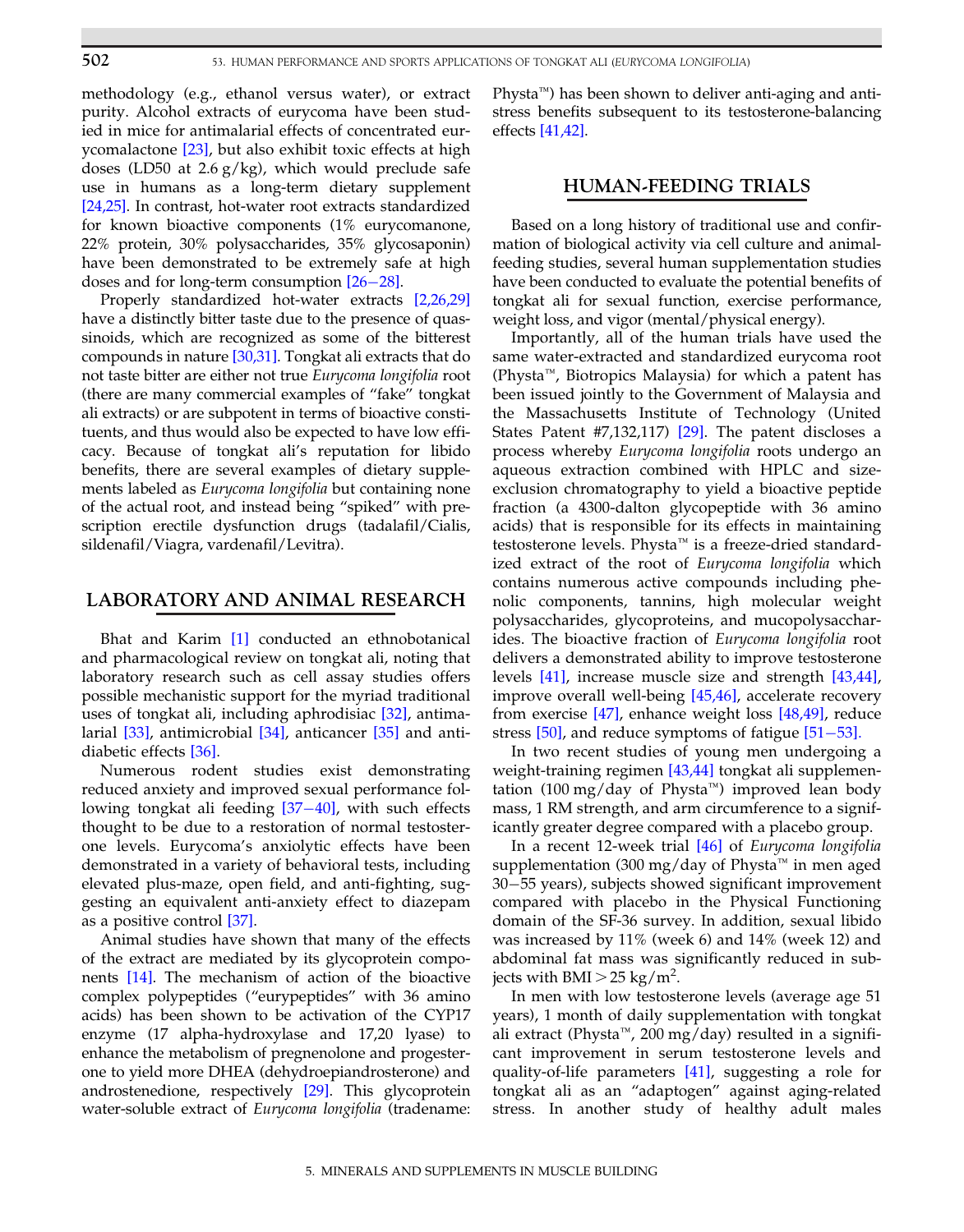methodology (e.g., ethanol versus water), or extract purity. Alcohol extracts of eurycoma have been studied in mice for antimalarial effects of concentrated eurycomalactone [23], but also exhibit toxic effects at high doses (LD50 at 2.6 g/kg), which would preclude safe use in humans as a long-term dietary supplement [24,25]. In contrast, hot-water root extracts standardized for known bioactive components (1% eurycomanone, 22% protein, 30% polysaccharides, 35% glycosaponin) have been demonstrated to be extremely safe at high doses and for long-term consumption [26−28].

Properly standardized hot-water extracts [2,26,29] have a distinctly bitter taste due to the presence of quassinoids, which are recognized as some of the bitterest compounds in nature [30,31]. Tongkat ali extracts that do not taste bitter are either not true *Eurycoma longifolia* root (there are many commercial examples of "fake" tongkat ali extracts) or are subpotent in terms of bioactive constituents, and thus would also be expected to have low efficacy. Because of tongkat ali's reputation for libido benefits, there are several examples of dietary supplements labeled as *Eurycoma longifolia* but containing none of the actual root, and instead being "spiked" with prescription erectile dysfunction drugs (tadalafil/Cialis, sildenafil/Viagra, vardenafil/Levitra).

## LABORATORY AND ANIMAL RESEARCH

Bhat and Karim [1] conducted an ethnobotanical and pharmacological review on tongkat ali, noting that laboratory research such as cell assay studies offers possible mechanistic support for the myriad traditional uses of tongkat ali, including aphrodisiac [32], antimalarial [33], antimicrobial [34], anticancer [35] and antidiabetic effects [36].

Numerous rodent studies exist demonstrating reduced anxiety and improved sexual performance following tongkat ali feeding [37−40], with such effects thought to be due to a restoration of normal testosterone levels. Eurycoma's anxiolytic effects have been demonstrated in a variety of behavioral tests, including elevated plus-maze, open field, and anti-fighting, suggesting an equivalent anti-anxiety effect to diazepam as a positive control [37].

Animal studies have shown that many of the effects of the extract are mediated by its glycoprotein components [14]. The mechanism of action of the bioactive complex polypeptides ("eurypeptides" with 36 amino acids) has been shown to be activation of the CYP17 enzyme (17 alpha-hydroxylase and 17,20 lyase) to enhance the metabolism of pregnenolone and progesterone to yield more DHEA (dehydroepiandrosterone) and androstenedione, respectively [29]. This glycoprotein water-soluble extract of *Eurycoma longifolia* (tradename: Physta™) has been shown to deliver anti-aging and anti-stress benefits subsequent to its testosterone-balancing effects [41,42].

## HUMAN-FEEDING TRIALS

Based on a long history of traditional use and confirmation of biological activity via cell culture and animal-feeding studies, several human supplementation studies have been conducted to evaluate the potential benefits of tongkat ali for sexual function, exercise performance, weight loss, and vigor (mental/physical energy).

Importantly, all of the human trials have used the same water-extracted and standardized eurycoma root (Physta™, Biotropics Malaysia) for which a patent has been issued jointly to the Government of Malaysia and the Massachusetts Institute of Technology (United States Patent #7,132,117) [29]. The patent discloses a process whereby *Eurycoma longifolia* roots undergo an aqueous extraction combined with HPLC and size-exclusion chromatography to yield a bioactive peptide fraction (a 4300-dalton glycopeptide with 36 amino acids) that is responsible for its effects in maintaining testosterone levels. Physta™ is a freeze-dried standardized extract of the root of *Eurycoma longifolia* which contains numerous active compounds including phenolic components, tannins, high molecular weight polysaccharides, glycoproteins, and mucopolysaccharides. The bioactive fraction of *Eurycoma longifolia* root delivers a demonstrated ability to improve testosterone levels [41], increase muscle size and strength [43,44], improve overall well-being [45,46], accelerate recovery from exercise [47], enhance weight loss [48,49], reduce stress [50], and reduce symptoms of fatigue [51−53].

In two recent studies of young men undergoing a weight-training regimen [43,44] tongkat ali supplementation (100 mg/day of Physta™) improved lean body mass, 1 RM strength, and arm circumference to a significantly greater degree compared with a placebo group.

In a recent 12-week trial [46] of *Eurycoma longifolia* supplementation (300 mg/day of Physta™ in men aged 30−55 years), subjects showed significant improvement compared with placebo in the Physical Functioning domain of the SF-36 survey. In addition, sexual libido was increased by 11% (week 6) and 14% (week 12) and abdominal fat mass was significantly reduced in subjects with BMI > 25 kg/m$^2$.

In men with low testosterone levels (average age 51 years), 1 month of daily supplementation with tongkat ali extract (Physta™, 200 mg/day) resulted in a significant improvement in serum testosterone levels and quality-of-life parameters [41], suggesting a role for tongkat ali as an "adaptogen" against aging-related stress. In another study of healthy adult males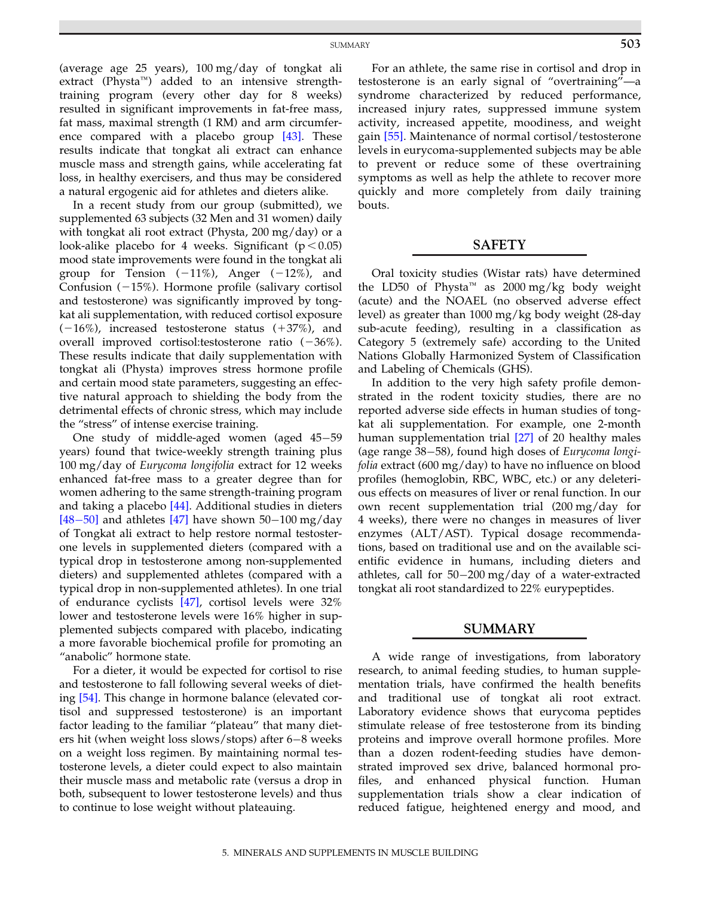(average age 25 years), 100 mg/day of tongkat ali extract (Physta™) added to an intensive strength-training program (every other day for 8 weeks) resulted in significant improvements in fat-free mass, fat mass, maximal strength (1 RM) and arm circumference compared with a placebo group [43]. These results indicate that tongkat ali extract can enhance muscle mass and strength gains, while accelerating fat loss, in healthy exercisers, and thus may be considered a natural ergogenic aid for athletes and dieters alike.

In a recent study from our group (submitted), we supplemented 63 subjects (32 Men and 31 women) daily with tongkat ali root extract (Physta, 200 mg/day) or a look-alike placebo for 4 weeks. Significant ($p < 0.05$) mood state improvements were found in the tongkat ali group for Tension (−11%), Anger (−12%), and Confusion (−15%). Hormone profile (salivary cortisol and testosterone) was significantly improved by tongkat ali supplementation, with reduced cortisol exposure (−16%), increased testosterone status (+37%), and overall improved cortisol:testosterone ratio (−36%). These results indicate that daily supplementation with tongkat ali (Physta) improves stress hormone profile and certain mood state parameters, suggesting an effective natural approach to shielding the body from the detrimental effects of chronic stress, which may include the "stress" of intense exercise training.

One study of middle-aged women (aged 45−59 years) found that twice-weekly strength training plus 100 mg/day of *Eurycoma longifolia* extract for 12 weeks enhanced fat-free mass to a greater degree than for women adhering to the same strength-training program and taking a placebo [44]. Additional studies in dieters [48−50] and athletes [47] have shown 50−100 mg/day of Tongkat ali extract to help restore normal testosterone levels in supplemented dieters (compared with a typical drop in testosterone among non-supplemented dieters) and supplemented athletes (compared with a typical drop in non-supplemented athletes). In one trial of endurance cyclists [47], cortisol levels were 32% lower and testosterone levels were 16% higher in supplemented subjects compared with placebo, indicating a more favorable biochemical profile for promoting an "anabolic" hormone state.

For a dieter, it would be expected for cortisol to rise and testosterone to fall following several weeks of dieting [54]. This change in hormone balance (elevated cortisol and suppressed testosterone) is an important factor leading to the familiar "plateau" that many dieters hit (when weight loss slows/stops) after 6−8 weeks on a weight loss regimen. By maintaining normal testosterone levels, a dieter could expect to also maintain their muscle mass and metabolic rate (versus a drop in both, subsequent to lower testosterone levels) and thus to continue to lose weight without plateauing.

For an athlete, the same rise in cortisol and drop in testosterone is an early signal of "overtraining"—a syndrome characterized by reduced performance, increased injury rates, suppressed immune system activity, increased appetite, moodiness, and weight gain [55]. Maintenance of normal cortisol/testosterone levels in eurycoma-supplemented subjects may be able to prevent or reduce some of these overtraining symptoms as well as help the athlete to recover more quickly and more completely from daily training bouts.

## SAFETY

Oral toxicity studies (Wistar rats) have determined the LD50 of Physta™ as 2000 mg/kg body weight (acute) and the NOAEL (no observed adverse effect level) as greater than 1000 mg/kg body weight (28-day sub-acute feeding), resulting in a classification as Category 5 (extremely safe) according to the United Nations Globally Harmonized System of Classification and Labeling of Chemicals (GHS).

In addition to the very high safety profile demonstrated in the rodent toxicity studies, there are no reported adverse side effects in human studies of tongkat ali supplementation. For example, one 2-month human supplementation trial [27] of 20 healthy males (age range 38−58), found high doses of *Eurycoma longifolia* extract (600 mg/day) to have no influence on blood profiles (hemoglobin, RBC, WBC, etc.) or any deleterious effects on measures of liver or renal function. In our own recent supplementation trial (200 mg/day for 4 weeks), there were no changes in measures of liver enzymes (ALT/AST). Typical dosage recommendations, based on traditional use and on the available scientific evidence in humans, including dieters and athletes, call for 50−200 mg/day of a water-extracted tongkat ali root standardized to 22% eurypeptides.

## SUMMARY

A wide range of investigations, from laboratory research, to animal feeding studies, to human supplementation trials, have confirmed the health benefits and traditional use of tongkat ali root extract. Laboratory evidence shows that eurycoma peptides stimulate release of free testosterone from its binding proteins and improve overall hormone profiles. More than a dozen rodent-feeding studies have demonstrated improved sex drive, balanced hormonal profiles, and enhanced physical function. Human supplementation trials show a clear indication of reduced fatigue, heightened energy and mood, and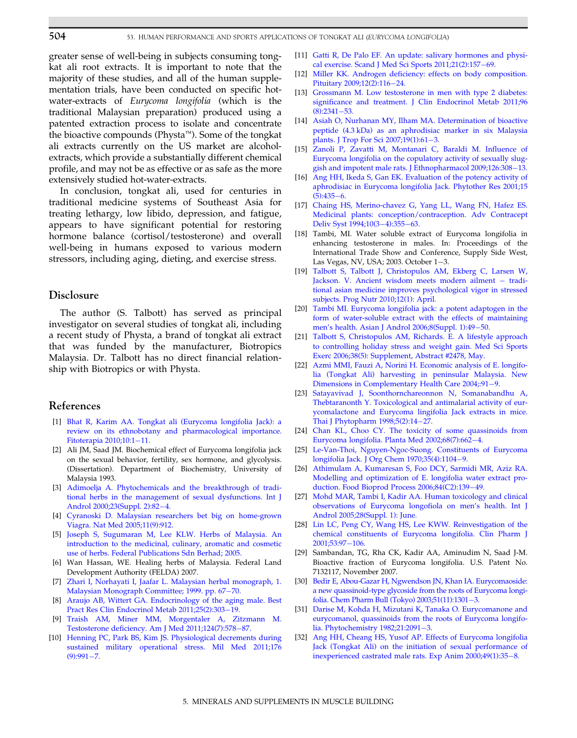greater sense of well-being in subjects consuming tongkat ali root extracts. It is important to note that the majority of these studies, and all of the human supplementation trials, have been conducted on specific hot-water-extracts of *Eurycoma longifolia* (which is the traditional Malaysian preparation) produced using a patented extraction process to isolate and concentrate the bioactive compounds (Physta™). Some of the tongkat ali extracts currently on the US market are alcohol-extracts, which provide a substantially different chemical profile, and may not be as effective or as safe as the more extensively studied hot-water-extracts.

In conclusion, tongkat ali, used for centuries in traditional medicine systems of Southeast Asia for treating lethargy, low libido, depression, and fatigue, appears to have significant potential for restoring hormone balance (cortisol/testosterone) and overall well-being in humans exposed to various modern stressors, including aging, dieting, and exercise stress.

## Disclosure

The author (S. Talbott) has served as principal investigator on several studies of tongkat ali, including a recent study of Physta, a brand of tongkat ali extract that was funded by the manufacturer, Biotropics Malaysia. Dr. Talbott has no direct financial relationship with Biotropics or with Physta.

## References

[1] Bhat R, Karim AA. Tongkat ali (Eurycoma longifolia Jack): a review on its ethnobotany and pharmacological importance. Fitoterapia 2010;10:1–11.

[2] Ali JM, Saad JM. Biochemical effect of Eurycoma longifolia jack on the sexual behavior, fertility, sex hormone, and glycolysis. (Dissertation). Department of Biochemistry, University of Malaysia 1993.

[3] Adimoelja A. Phytochemicals and the breakthrough of traditional herbs in the management of sexual dysfunctions. Int J Androl 2000;23(Suppl. 2):82–4.

[4] Cyranoski D. Malaysian researchers bet big on home-grown Viagra. Nat Med 2005;11(9):912.

[5] Joseph S, Sugumaran M, Lee KLW. Herbs of Malaysia. An introduction to the medicinal, culinary, aromatic and cosmetic use of herbs. Federal Publications Sdn Berhad; 2005.

[6] Wan Hassan, WE. Healing herbs of Malaysia. Federal Land Development Authority (FELDA) 2007.

[7] Zhari I, Norhayati I, Jaafar L. Malaysian herbal monograph, 1. Malaysian Monograph Committee; 1999. pp. 67–70.

[8] Araujo AB, Wittert GA. Endocrinology of the aging male. Best Pract Res Clin Endocrinol Metab 2011;25(2):303–19.

[9] Traish AM, Miner MM, Morgentaler A, Zitzmann M. Testosterone deficiency. Am J Med 2011;124(7):578–87.

[10] Henning PC, Park BS, Kim JS. Physiological decrements during sustained military operational stress. Mil Med 2011;176 (9):991–7.

[11] Gatti R, De Palo EF. An update: salivary hormones and physical exercise. Scand J Med Sci Sports 2011;21(2):157–69.

[12] Miller KK. Androgen deficiency: effects on body composition. Pituitary 2009;12(2):116–24.

[13] Grossmann M. Low testosterone in men with type 2 diabetes: significance and treatment. J Clin Endocrinol Metab 2011;96 (8):2341–53.

[14] Asiah O, Nurhanan MY, Ilham MA. Determination of bioactive peptide (4.3 kDa) as an aphrodisiac marker in six Malaysia plants. J Trop For Sci 2007;19(1):61–3.

[15] Zanoli P, Zavatti M, Montanari C, Baraldi M. Influence of Eurycoma longifolia on the copulatory activity of sexually sluggish and impotent male rats. J Ethnopharmacol 2009;126:308–13.

[16] Ang HH, Ikeda S, Gan EK. Evaluation of the potency activity of aphrodisiac in Eurycoma longifolia Jack. Phytother Res 2001;15 (5):435–6.

[17] Chaing HS, Merino-chavez G, Yang LL, Wang FN, Hafez ES. Medicinal plants: conception/contraception. Adv Contracept Deliv Syst 1994;10(3–4):355–63.

[18] Tambi, MI. Water soluble extract of Eurycoma longifolia in enhancing testosterone in males. In: Proceedings of the International Trade Show and Conference, Supply Side West, Las Vegas, NV, USA; 2003. October 1–3.

[19] Talbott S, Talbott J, Christopulos AM, Ekberg C, Larsen W, Jackson. V. Ancient wisdom meets modern ailment – traditional asian medicine improves psychological vigor in stressed subjects. Prog Nutr 2010;12(1): April.

[20] Tambi MI. Eurycoma longifolia jack: a potent adaptogen in the form of water-soluble extract with the effects of maintaining men's health. Asian J Androl 2006;8(Suppl. 1):49–50.

[21] Talbott S, Christopulos AM, Richards. E. A lifestyle approach to controlling holiday stress and weight gain. Med Sci Sports Exerc 2006;38(5): Supplement, Abstract #2478, May.

[22] Azmi MMI, Fauzi A, Norini H. Economic analysis of E. longifolia (Tongkat Ali) harvesting in peninsular Malaysia. New Dimensions in Complementary Health Care 2004;:91–9.

[23] Satayavivad J, Soonthornchareonnon N, Somanabandhu A, Thebtaranonth Y. Toxicological and antimalarial activity of eurycomalactone and Eurycoma lingifolia Jack extracts in mice. Thai J Phytopharm 1998;5(2):14–27.

[24] Chan KL, Choo CY. The toxicity of some quassinoids from Eurycoma longifolia. Planta Med 2002;68(7):662–4.

[25] Le-Van-Thoi, Nguyen-Ngoc-Suong. Constituents of Eurycoma longifolia Jack. J Org Chem 1970;35(4):1104–9.

[26] Athimulam A, Kumaresan S, Foo DCY, Sarmidi MR, Aziz RA. Modelling and optimization of E. longifolia water extract production. Food Bioprod Process 2006;84(C2):139–49.

[27] Mohd MAR, Tambi I, Kadir AA. Human toxicology and clinical observations of Eurycoma longofiola on men's health. Int J Androl 2005;28(Suppl. 1): June.

[28] Lin LC, Peng CY, Wang HS, Lee KWW. Reinvestigation of the chemical constituents of Eurycoma longifolia. Clin Pharm J 2001;53:97–106.

[29] Sambandan, TG, Rha CK, Kadir AA, Aminudim N, Saad J-M. Bioactive fraction of Eurycoma longifolia. U.S. Patent No. 7132117, November 2007.

[30] Bedir E, Abou-Gazar H, Ngwendson JN, Khan IA. Eurycomaoside: a new quassinoid-type glycoside from the roots of Eurycoma longifolia. Chem Pharm Bull (Tokyo) 2003;51(11):1301–3.

[31] Darise M, Kohda H, Mizutani K, Tanaka O. Eurycomanone and eurycomanol, quassinoids from the roots of Eurycoma longifolia. Phytochemistry 1982;21:2091–3.

[32] Ang HH, Cheang HS, Yusof AP. Effects of Eurycoma longifolia Jack (Tongkat Ali) on the initiation of sexual performance of inexperienced castrated male rats. Exp Anim 2000;49(1):35–8.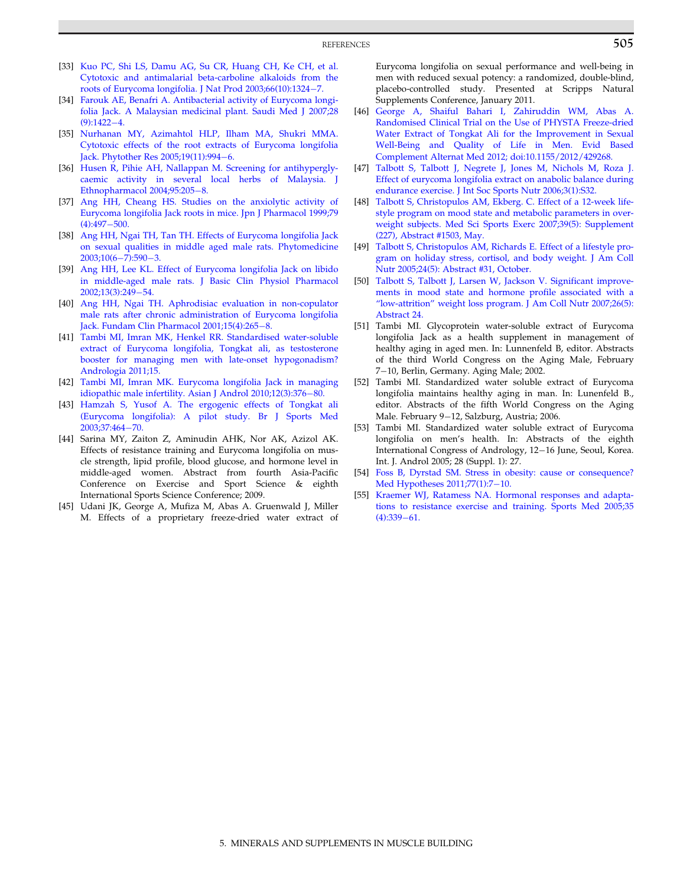[33] Kuo PC, Shi LS, Damu AG, Su CR, Huang CH, Ke CH, et al. Cytotoxic and antimalarial beta-carboline alkaloids from the roots of Eurycoma longifolia. J Nat Prod 2003;66(10):1324–7.

[34] Farouk AE, Benafri A. Antibacterial activity of Eurycoma longifolia Jack. A Malaysian medicinal plant. Saudi Med J 2007;28 (9):1422–4.

[35] Nurhanan MY, Azimahtol HLP, Ilham MA, Shukri MMA. Cytotoxic effects of the root extracts of Eurycoma longifolia Jack. Phytother Res 2005;19(11):994–6.

[36] Husen R, Pihie AH, Nallappan M. Screening for antihyperglycaemic activity in several local herbs of Malaysia. J Ethnopharmacol 2004;95:205–8.

[37] Ang HH, Cheang HS. Studies on the anxiolytic activity of Eurycoma longifolia Jack roots in mice. Jpn J Pharmacol 1999;79 (4):497–500.

[38] Ang HH, Ngai TH, Tan TH. Effects of Eurycoma longifolia Jack on sexual qualities in middle aged male rats. Phytomedicine 2003;10(6–7):590–3.

[39] Ang HH, Lee KL. Effect of Eurycoma longifolia Jack on libido in middle-aged male rats. J Basic Clin Physiol Pharmacol 2002;13(3):249–54.

[40] Ang HH, Ngai TH. Aphrodisiac evaluation in non-copulator male rats after chronic administration of Eurycoma longifolia Jack. Fundam Clin Pharmacol 2001;15(4):265–8.

[41] Tambi MI, Imran MK, Henkel RR. Standardised water-soluble extract of Eurycoma longifolia, Tongkat ali, as testosterone booster for managing men with late-onset hypogonadism? Andrologia 2011;15.

[42] Tambi MI, Imran MK. Eurycoma longifolia Jack in managing idiopathic male infertility. Asian J Androl 2010;12(3):376–80.

[43] Hamzah S, Yusof A. The ergogenic effects of Tongkat ali (Eurycoma longifolia): A pilot study. Br J Sports Med 2003;37:464–70.

[44] Sarina MY, Zaiton Z, Aminudin AHK, Nor AK, Azizol AK. Effects of resistance training and Eurycoma longifolia on muscle strength, lipid profile, blood glucose, and hormone level in middle-aged women. Abstract from fourth Asia-Pacific Conference on Exercise and Sport Science & eighth International Sports Science Conference; 2009.

[45] Udani JK, George A, Mufiza M, Abas A. Gruenwald J, Miller M. Effects of a proprietary freeze-dried water extract of Eurycoma longifolia on sexual performance and well-being in men with reduced sexual potency: a randomized, double-blind, placebo-controlled study. Presented at Scripps Natural Supplements Conference, January 2011.

[46] George A, Shaiful Bahari I, Zahiruddin WM, Abas A. Randomised Clinical Trial on the Use of PHYSTA Freeze-dried Water Extract of Tongkat Ali for the Improvement in Sexual Well-Being and Quality of Life in Men. Evid Based Complement Alternat Med 2012; doi:10.1155/2012/429268.

[47] Talbott S, Talbott J, Negrete J, Jones M, Nichols M, Roza J. Effect of eurycoma longifolia extract on anabolic balance during endurance exercise. J Int Soc Sports Nutr 2006;3(1):S32.

[48] Talbott S, Christopulos AM, Ekberg. C. Effect of a 12-week lifestyle program on mood state and metabolic parameters in overweight subjects. Med Sci Sports Exerc 2007;39(5): Supplement (227), Abstract #1503, May.

[49] Talbott S, Christopulos AM, Richards E. Effect of a lifestyle program on holiday stress, cortisol, and body weight. J Am Coll Nutr 2005;24(5): Abstract #31, October.

[50] Talbott S, Talbott J, Larsen W, Jackson V. Significant improvements in mood state and hormone profile associated with a "low-attrition" weight loss program. J Am Coll Nutr 2007;26(5): Abstract 24.

[51] Tambi MI. Glycoprotein water-soluble extract of Eurycoma longifolia Jack as a health supplement in management of healthy aging in aged men. In: Lunnenfeld B, editor. Abstracts of the third World Congress on the Aging Male, February 7–10, Berlin, Germany. Aging Male; 2002.

[52] Tambi MI. Standardized water soluble extract of Eurycoma longifolia maintains healthy aging in man. In: Lunenfeld B., editor. Abstracts of the fifth World Congress on the Aging Male. February 9–12, Salzburg, Austria; 2006.

[53] Tambi MI. Standardized water soluble extract of Eurycoma longifolia on men's health. In: Abstracts of the eighth International Congress of Andrology, 12–16 June, Seoul, Korea. Int. J. Androl 2005; 28 (Suppl. 1): 27.

[54] Foss B, Dyrstad SM. Stress in obesity: cause or consequence? Med Hypotheses 2011;77(1):7–10.

[55] Kraemer WJ, Ratamess NA. Hormonal responses and adaptations to resistance exercise and training. Sports Med 2005;35 (4):339–61.